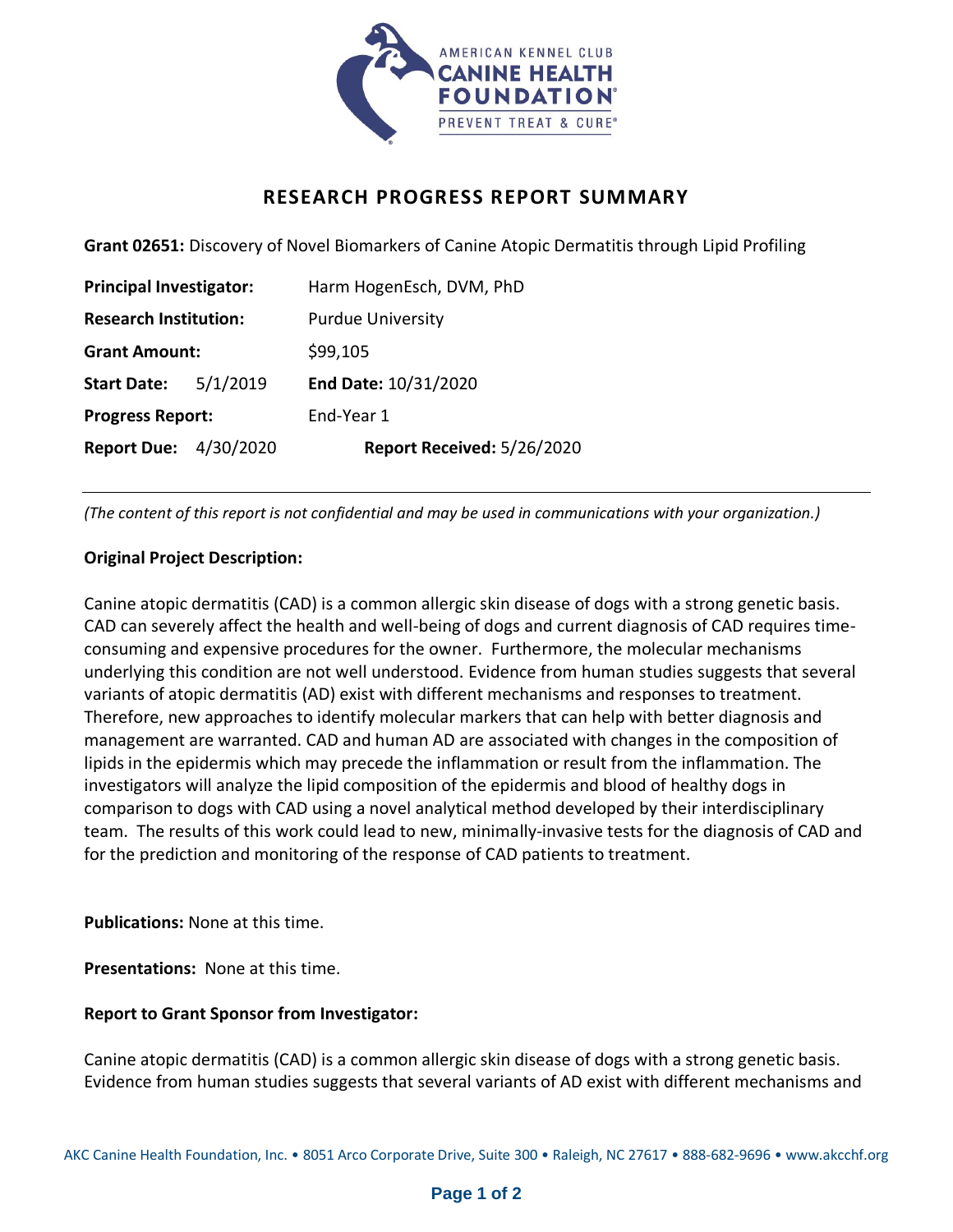# RESEARCH PROGRESS REPORT SUMMARY

**Grant 02651:** Discovery of Novel Biomarkers of Canine Atopic Dermatitis through Lipid Profiling

**Principal Investigator:** Harm HogenEsch, DVM, PhD

**Research Institution:** Purdue University

**Grant Amount:** $99,105

**Start Date:** 5/1/2019 **End Date:** 10/31/2020

**Progress Report:** End-Year 1

**Report Due:** 4/30/2020 **Report Received:** 5/26/2020

---

*(The content of this report is not confidential and may be used in communications with your organization.)*

**Original Project Description:**

Canine atopic dermatitis (CAD) is a common allergic skin disease of dogs with a strong genetic basis. CAD can severely affect the health and well-being of dogs and current diagnosis of CAD requires time-consuming and expensive procedures for the owner. Furthermore, the molecular mechanisms underlying this condition are not well understood. Evidence from human studies suggests that several variants of atopic dermatitis (AD) exist with different mechanisms and responses to treatment. Therefore, new approaches to identify molecular markers that can help with better diagnosis and management are warranted. CAD and human AD are associated with changes in the composition of lipids in the epidermis which may precede the inflammation or result from the inflammation. The investigators will analyze the lipid composition of the epidermis and blood of healthy dogs in comparison to dogs with CAD using a novel analytical method developed by their interdisciplinary team. The results of this work could lead to new, minimally-invasive tests for the diagnosis of CAD and for the prediction and monitoring of the response of CAD patients to treatment.

**Publications:** None at this time.

**Presentations:** None at this time.

**Report to Grant Sponsor from Investigator:**

Canine atopic dermatitis (CAD) is a common allergic skin disease of dogs with a strong genetic basis. Evidence from human studies suggests that several variants of AD exist with different mechanisms and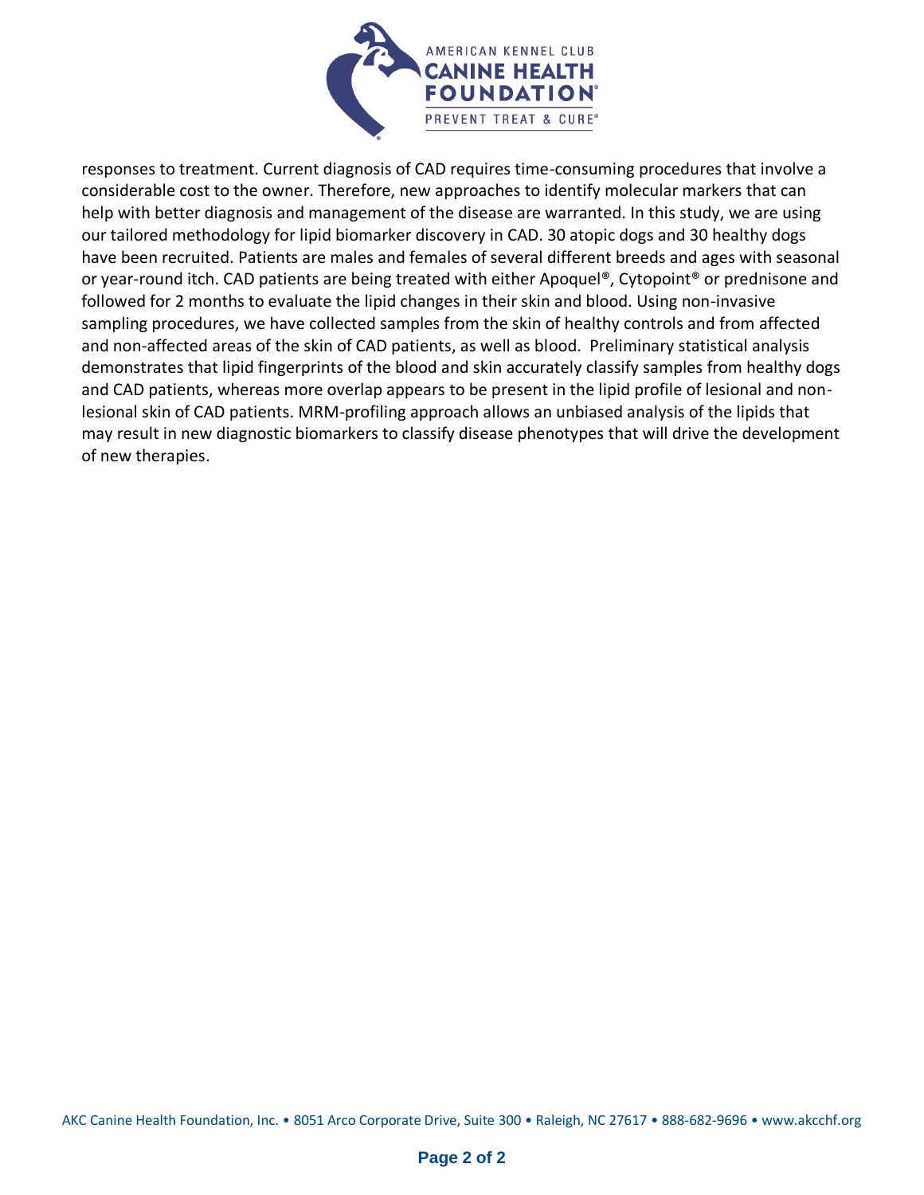responses to treatment. Current diagnosis of CAD requires time-consuming procedures that involve a considerable cost to the owner. Therefore, new approaches to identify molecular markers that can help with better diagnosis and management of the disease are warranted. In this study, we are using our tailored methodology for lipid biomarker discovery in CAD. 30 atopic dogs and 30 healthy dogs have been recruited. Patients are males and females of several different breeds and ages with seasonal or year-round itch. CAD patients are being treated with either Apoquel®, Cytopoint® or prednisone and followed for 2 months to evaluate the lipid changes in their skin and blood. Using non-invasive sampling procedures, we have collected samples from the skin of healthy controls and from affected and non-affected areas of the skin of CAD patients, as well as blood. Preliminary statistical analysis demonstrates that lipid fingerprints of the blood and skin accurately classify samples from healthy dogs and CAD patients, whereas more overlap appears to be present in the lipid profile of lesional and non-lesional skin of CAD patients. MRM-profiling approach allows an unbiased analysis of the lipids that may result in new diagnostic biomarkers to classify disease phenotypes that will drive the development of new therapies.